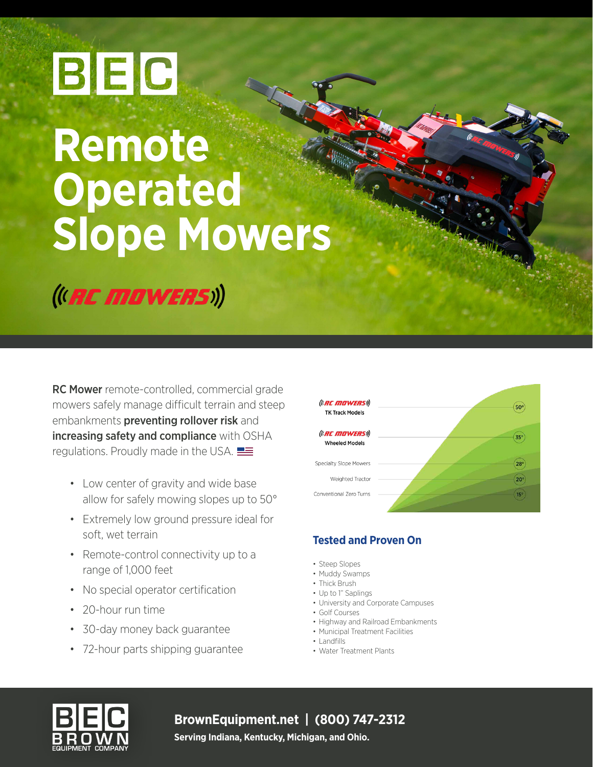BEC

# Remote Operated Slope Mowers

RC MOWERS

**RC Mower** remote-controlled, commercial grade mowers safely manage difficult terrain and steep embankments **preventing rollover risk** and **increasing safety and compliance** with OSHA regulations. Proudly made in the USA.

- Low center of gravity and wide base allow for safely mowing slopes up to 50°
- Extremely low ground pressure ideal for soft, wet terrain
- Remote-control connectivity up to a range of 1,000 feet
- No special operator certification
- 20-hour run time
- 30-day money back guarantee
- 72-hour parts shipping guarantee

| Mower Type | Max Slope |
| --- | --- |
| RC MOWERS TK Track Models | 50° |
| RC MOWERS Wheeled Models | 35° |
| Specialty Slope Mowers | 28° |
| Weighted Tractor | 20° |
| Conventional Zero Turns | 15° |

## Tested and Proven On

- Steep Slopes
- Muddy Swamps
- Thick Brush
- Up to 1" Saplings
- University and Corporate Campuses
- Golf Courses
- Highway and Railroad Embankments
- Municipal Treatment Facilities
- Landfills
- Water Treatment Plants

BEC BROWN EQUIPMENT COMPANY

**BrownEquipment.net | (800) 747-2312**

**Serving Indiana, Kentucky, Michigan, and Ohio.**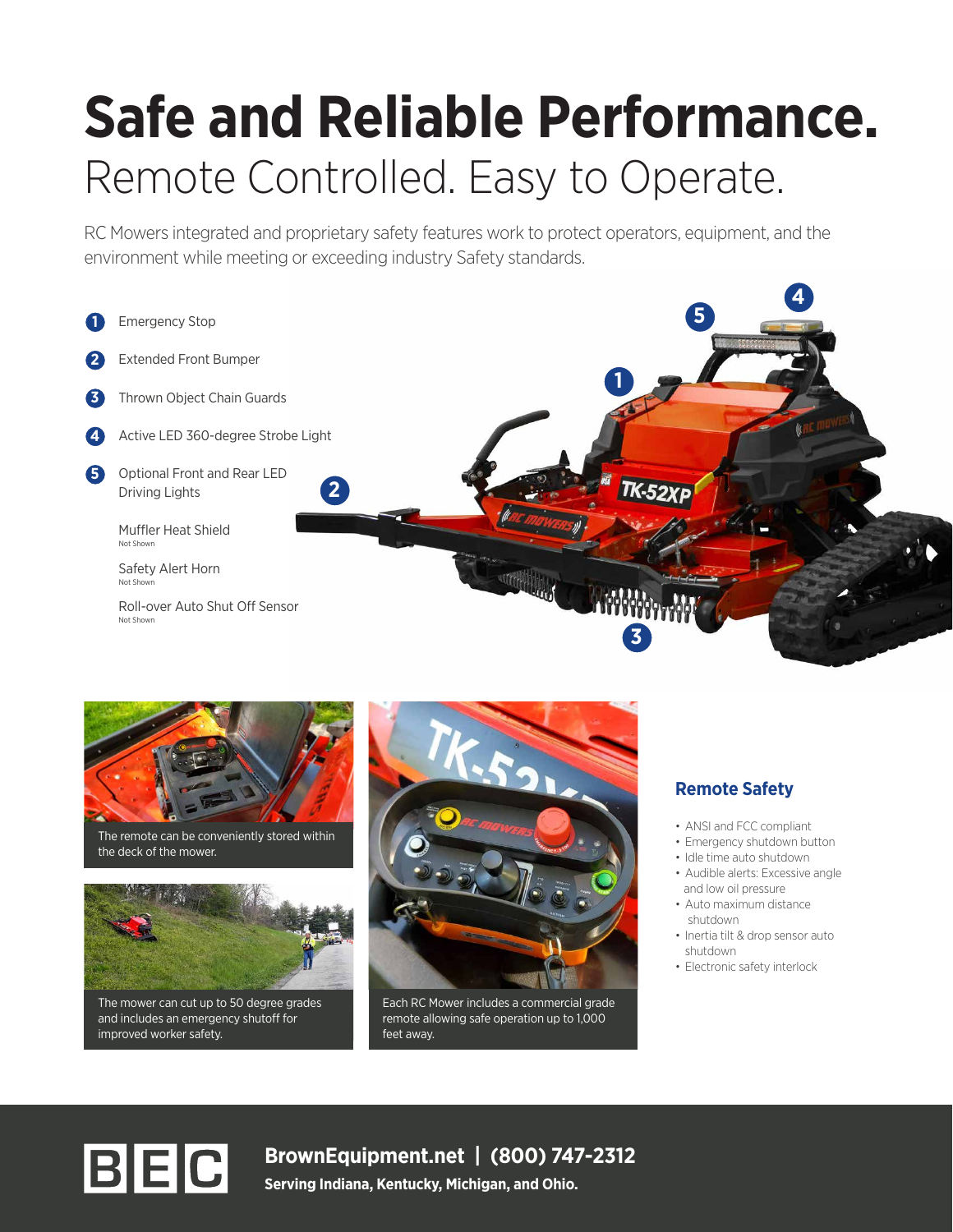# Safe and Reliable Performance.

## Remote Controlled. Easy to Operate.

RC Mowers integrated and proprietary safety features work to protect operators, equipment, and the environment while meeting or exceeding industry Safety standards.

1. Emergency Stop
2. Extended Front Bumper
3. Thrown Object Chain Guards
4. Active LED 360-degree Strobe Light
5. Optional Front and Rear LED Driving Lights

Muffler Heat Shield
Not Shown

Safety Alert Horn
Not Shown

Roll-over Auto Shut Off Sensor
Not Shown

The remote can be conveniently stored within the deck of the mower.

The mower can cut up to 50 degree grades and includes an emergency shutoff for improved worker safety.

Each RC Mower includes a commercial grade remote allowing safe operation up to 1,000 feet away.

### Remote Safety

- ANSI and FCC compliant
- Emergency shutdown button
- Idle time auto shutdown
- Audible alerts: Excessive angle and low oil pressure
- Auto maximum distance shutdown
- Inertia tilt & drop sensor auto shutdown
- Electronic safety interlock

**BEC**

**BrownEquipment.net | (800) 747-2312**

**Serving Indiana, Kentucky, Michigan, and Ohio.**